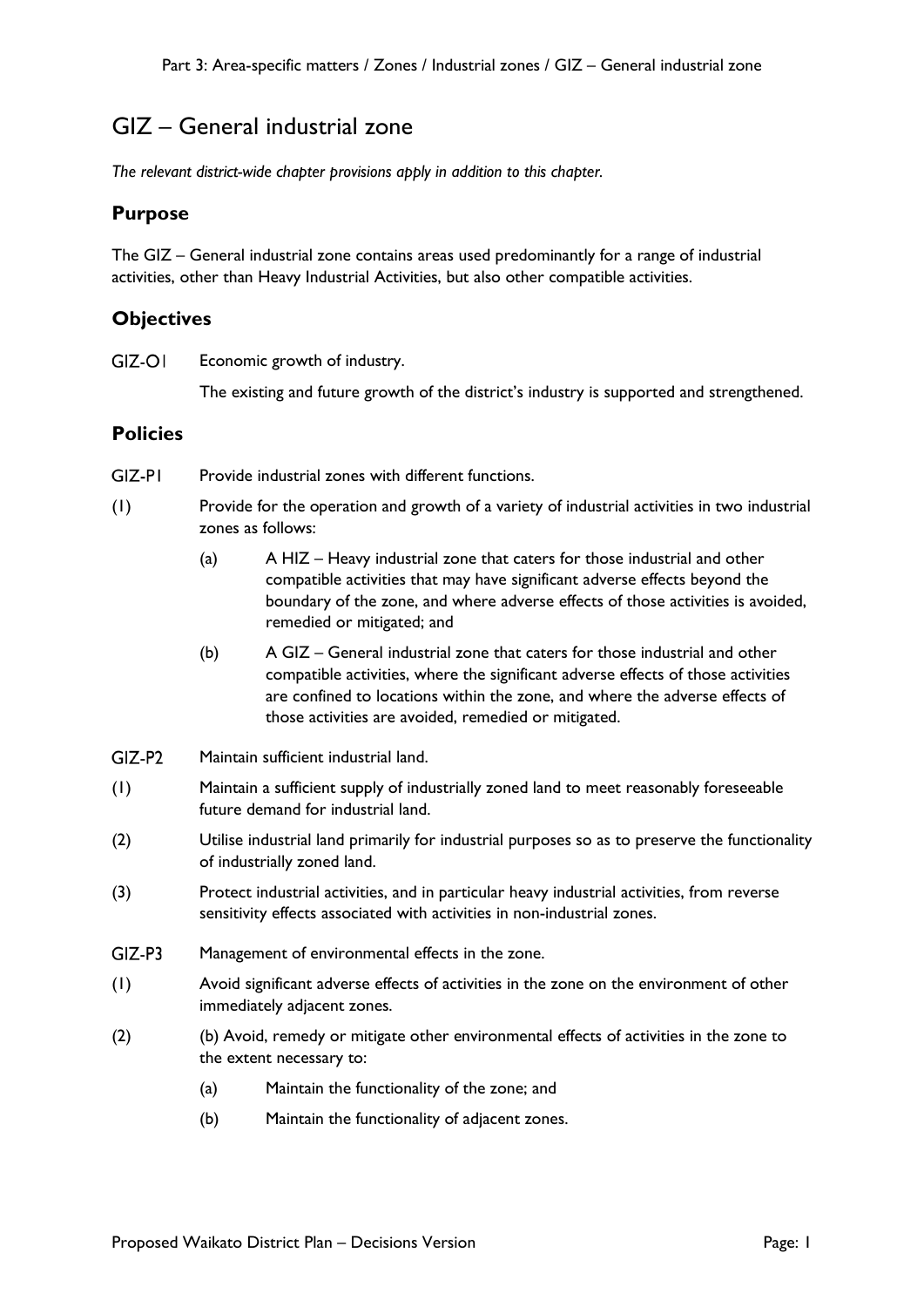# GIZ – General industrial zone

*The relevant district-wide chapter provisions apply in addition to this chapter.*

## Purpose

The GIZ – General industrial zone contains areas used predominantly for a range of industrial activities, other than Heavy Industrial Activities, but also other compatible activities.

## Objectives

GIZ-O1 Economic growth of industry.

The existing and future growth of the district's industry is supported and strengthened.

## Policies

GIZ-P1 Provide industrial zones with different functions.

(1) Provide for the operation and growth of a variety of industrial activities in two industrial zones as follows:

(a) A HIZ – Heavy industrial zone that caters for those industrial and other compatible activities that may have significant adverse effects beyond the boundary of the zone, and where adverse effects of those activities is avoided, remedied or mitigated; and

(b) A GIZ – General industrial zone that caters for those industrial and other compatible activities, where the significant adverse effects of those activities are confined to locations within the zone, and where the adverse effects of those activities are avoided, remedied or mitigated.

GIZ-P2 Maintain sufficient industrial land.

(1) Maintain a sufficient supply of industrially zoned land to meet reasonably foreseeable future demand for industrial land.

(2) Utilise industrial land primarily for industrial purposes so as to preserve the functionality of industrially zoned land.

(3) Protect industrial activities, and in particular heavy industrial activities, from reverse sensitivity effects associated with activities in non-industrial zones.

GIZ-P3 Management of environmental effects in the zone.

(1) Avoid significant adverse effects of activities in the zone on the environment of other immediately adjacent zones.

(2) (b) Avoid, remedy or mitigate other environmental effects of activities in the zone to the extent necessary to:

(a) Maintain the functionality of the zone; and

(b) Maintain the functionality of adjacent zones.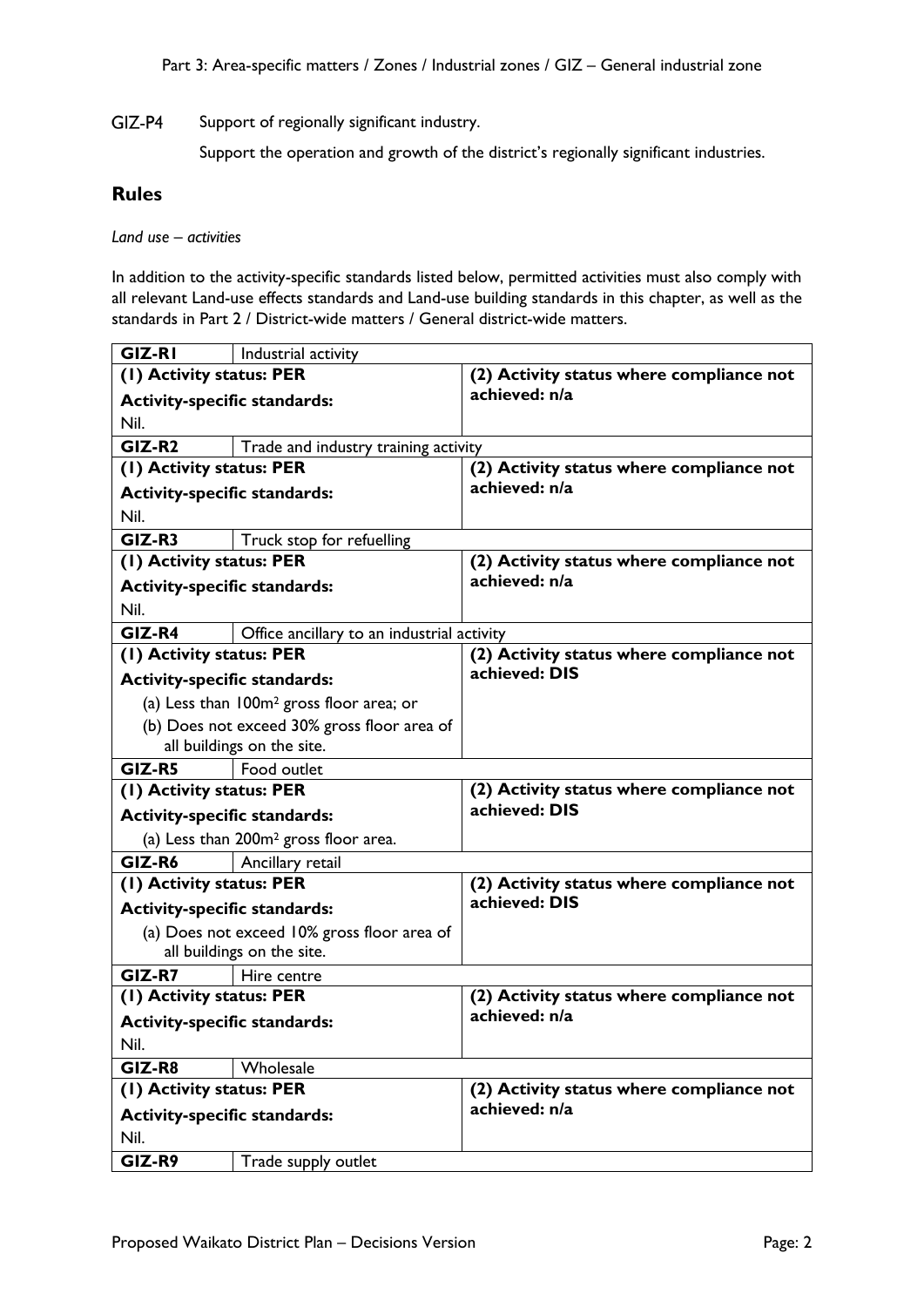GIZ-P4 Support of regionally significant industry.

Support the operation and growth of the district's regionally significant industries.

## Rules

*Land use – activities*

In addition to the activity-specific standards listed below, permitted activities must also comply with all relevant Land-use effects standards and Land-use building standards in this chapter, as well as the standards in Part 2 / District-wide matters / General district-wide matters.

| GIZ-R1 | Industrial activity | |
|---|---|---|
| **(1) Activity status: PER** | | **(2) Activity status where compliance not achieved: n/a** |
| **Activity-specific standards:** Nil. | | |
| **GIZ-R2** | Trade and industry training activity | |
| **(1) Activity status: PER** | | **(2) Activity status where compliance not achieved: n/a** |
| **Activity-specific standards:** Nil. | | |
| **GIZ-R3** | Truck stop for refuelling | |
| **(1) Activity status: PER** | | **(2) Activity status where compliance not achieved: n/a** |
| **Activity-specific standards:** Nil. | | |
| **GIZ-R4** | Office ancillary to an industrial activity | |
| **(1) Activity status: PER** | | **(2) Activity status where compliance not achieved: DIS** |
| **Activity-specific standards:** (a) Less than 100m² gross floor area; or (b) Does not exceed 30% gross floor area of all buildings on the site. | | |
| **GIZ-R5** | Food outlet | |
| **(1) Activity status: PER** | | **(2) Activity status where compliance not achieved: DIS** |
| **Activity-specific standards:** (a) Less than 200m² gross floor area. | | |
| **GIZ-R6** | Ancillary retail | |
| **(1) Activity status: PER** | | **(2) Activity status where compliance not achieved: DIS** |
| **Activity-specific standards:** (a) Does not exceed 10% gross floor area of all buildings on the site. | | |
| **GIZ-R7** | Hire centre | |
| **(1) Activity status: PER** | | **(2) Activity status where compliance not achieved: n/a** |
| **Activity-specific standards:** Nil. | | |
| **GIZ-R8** | Wholesale | |
| **(1) Activity status: PER** | | **(2) Activity status where compliance not achieved: n/a** |
| **Activity-specific standards:** Nil. | | |
| **GIZ-R9** | Trade supply outlet | |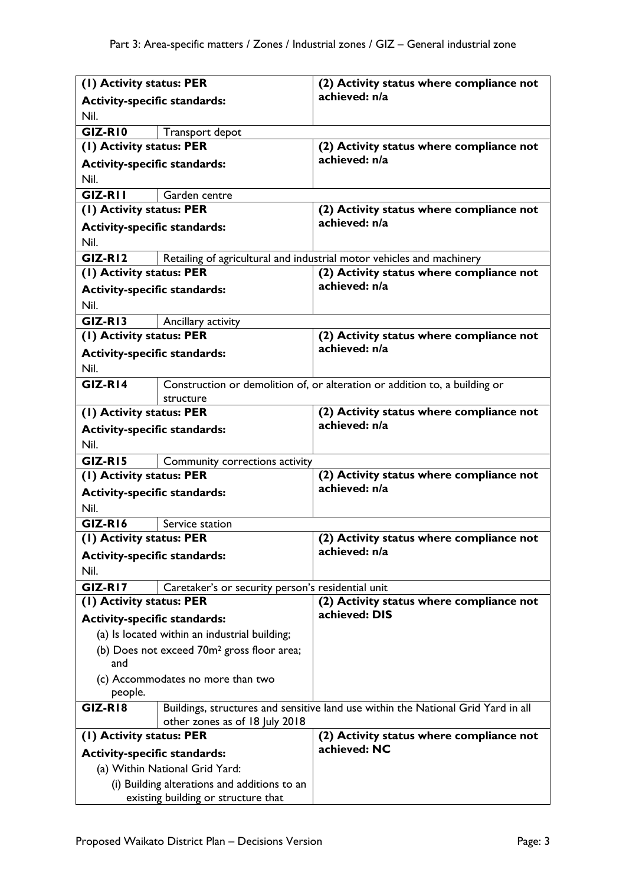| | | |
|---|---|---|
| **(1) Activity status: PER**<br><br>**Activity-specific standards:**<br><br>Nil. | | **(2) Activity status where compliance not achieved: n/a** |
| **GIZ-R10** | Transport depot | |
| **(1) Activity status: PER**<br><br>**Activity-specific standards:**<br><br>Nil. | | **(2) Activity status where compliance not achieved: n/a** |
| **GIZ-R11** | Garden centre | |
| **(1) Activity status: PER**<br><br>**Activity-specific standards:**<br><br>Nil. | | **(2) Activity status where compliance not achieved: n/a** |
| **GIZ-R12** | Retailing of agricultural and industrial motor vehicles and machinery | |
| **(1) Activity status: PER**<br><br>**Activity-specific standards:**<br><br>Nil. | | **(2) Activity status where compliance not achieved: n/a** |
| **GIZ-R13** | Ancillary activity | |
| **(1) Activity status: PER**<br><br>**Activity-specific standards:**<br><br>Nil. | | **(2) Activity status where compliance not achieved: n/a** |
| **GIZ-R14** | Construction or demolition of, or alteration or addition to, a building or structure | |
| **(1) Activity status: PER**<br><br>**Activity-specific standards:**<br><br>Nil. | | **(2) Activity status where compliance not achieved: n/a** |
| **GIZ-R15** | Community corrections activity | |
| **(1) Activity status: PER**<br><br>**Activity-specific standards:**<br><br>Nil. | | **(2) Activity status where compliance not achieved: n/a** |
| **GIZ-R16** | Service station | |
| **(1) Activity status: PER**<br><br>**Activity-specific standards:**<br><br>Nil. | | **(2) Activity status where compliance not achieved: n/a** |
| **GIZ-R17** | Caretaker's or security person's residential unit | |
| **(1) Activity status: PER**<br><br>**Activity-specific standards:**<br><br>(a) Is located within an industrial building;<br><br>(b) Does not exceed 70m² gross floor area; and<br><br>(c) Accommodates no more than two people. | | **(2) Activity status where compliance not achieved: DIS** |
| **GIZ-R18** | Buildings, structures and sensitive land use within the National Grid Yard in all other zones as of 18 July 2018 | |
| **(1) Activity status: PER**<br><br>**Activity-specific standards:**<br><br>(a) Within National Grid Yard:<br><br>(i) Building alterations and additions to an existing building or structure that | | **(2) Activity status where compliance not achieved: NC** |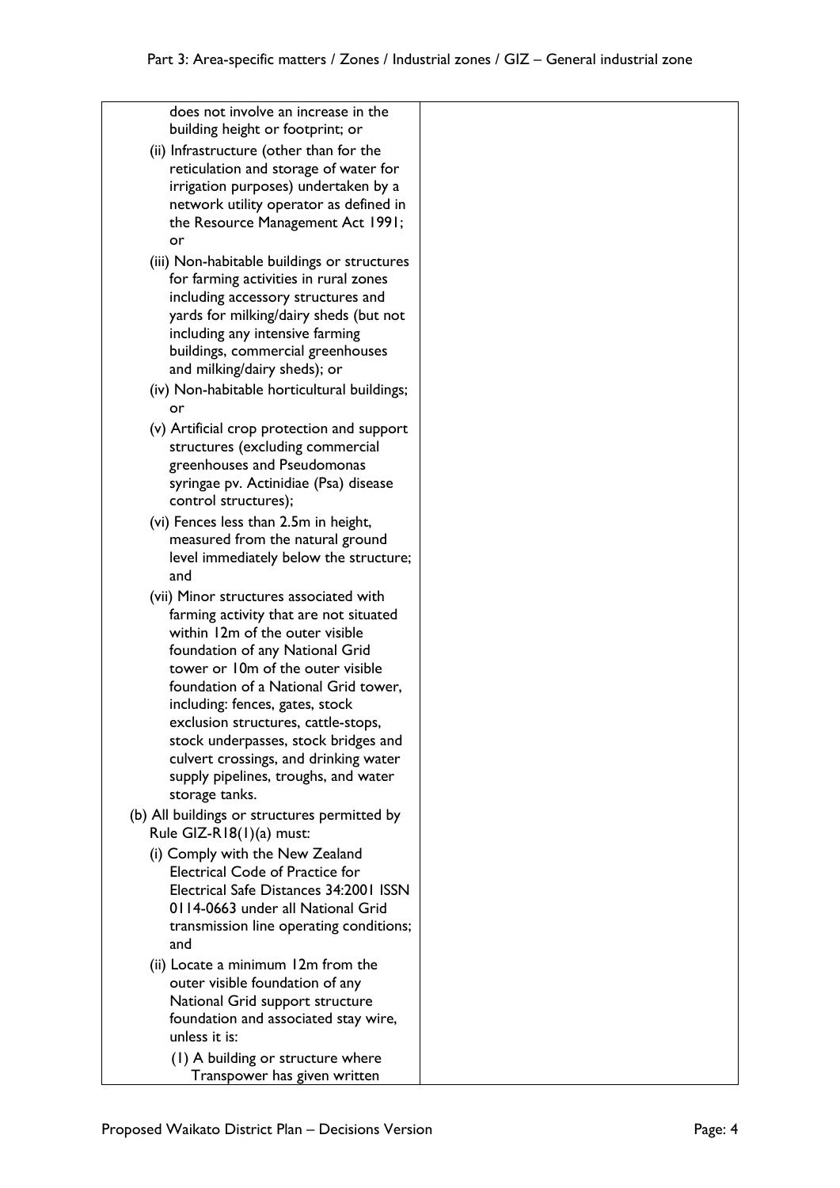| | |
|---|---|
| does not involve an increase in the building height or footprint; or<br>(ii) Infrastructure (other than for the reticulation and storage of water for irrigation purposes) undertaken by a network utility operator as defined in the Resource Management Act 1991; or<br>(iii) Non-habitable buildings or structures for farming activities in rural zones including accessory structures and yards for milking/dairy sheds (but not including any intensive farming buildings, commercial greenhouses and milking/dairy sheds); or<br>(iv) Non-habitable horticultural buildings; or<br>(v) Artificial crop protection and support structures (excluding commercial greenhouses and Pseudomonas syringae pv. Actinidiae (Psa) disease control structures);<br>(vi) Fences less than 2.5m in height, measured from the natural ground level immediately below the structure; and<br>(vii) Minor structures associated with farming activity that are not situated within 12m of the outer visible foundation of any National Grid tower or 10m of the outer visible foundation of a National Grid tower, including: fences, gates, stock exclusion structures, cattle-stops, stock underpasses, stock bridges and culvert crossings, and drinking water supply pipelines, troughs, and water storage tanks.<br>(b) All buildings or structures permitted by Rule GIZ-R18(1)(a) must:<br>(i) Comply with the New Zealand Electrical Code of Practice for Electrical Safe Distances 34:2001 ISSN 0114-0663 under all National Grid transmission line operating conditions; and<br>(ii) Locate a minimum 12m from the outer visible foundation of any National Grid support structure foundation and associated stay wire, unless it is:<br>(1) A building or structure where Transpower has given written | |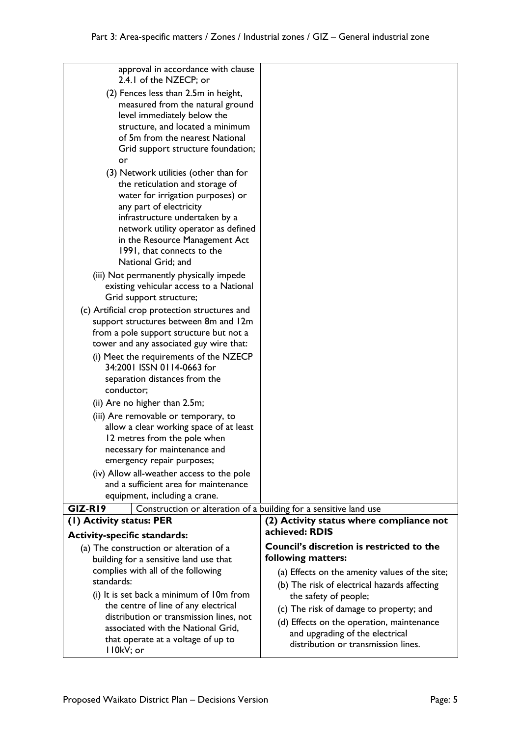| | |
|---|---|
| approval in accordance with clause 2.4.1 of the NZECP; or<br>(2) Fences less than 2.5m in height, measured from the natural ground level immediately below the structure, and located a minimum of 5m from the nearest National Grid support structure foundation; or<br>(3) Network utilities (other than for the reticulation and storage of water for irrigation purposes) or any part of electricity infrastructure undertaken by a network utility operator as defined in the Resource Management Act 1991, that connects to the National Grid; and<br>(iii) Not permanently physically impede existing vehicular access to a National Grid support structure;<br>(c) Artificial crop protection structures and support structures between 8m and 12m from a pole support structure but not a tower and any associated guy wire that:<br>(i) Meet the requirements of the NZECP 34:2001 ISSN 0114-0663 for separation distances from the conductor;<br>(ii) Are no higher than 2.5m;<br>(iii) Are removable or temporary, to allow a clear working space of at least 12 metres from the pole when necessary for maintenance and emergency repair purposes;<br>(iv) Allow all-weather access to the pole and a sufficient area for maintenance equipment, including a crane. | |
| **GIZ-R19** Construction or alteration of a building for a sensitive land use | |
| **(1) Activity status: PER**<br>**Activity-specific standards:**<br>(a) The construction or alteration of a building for a sensitive land use that complies with all of the following standards:<br>(i) It is set back a minimum of 10m from the centre of line of any electrical distribution or transmission lines, not associated with the National Grid, that operate at a voltage of up to 110kV; or | **(2) Activity status where compliance not achieved: RDIS**<br>**Council's discretion is restricted to the following matters:**<br>(a) Effects on the amenity values of the site;<br>(b) The risk of electrical hazards affecting the safety of people;<br>(c) The risk of damage to property; and<br>(d) Effects on the operation, maintenance and upgrading of the electrical distribution or transmission lines. |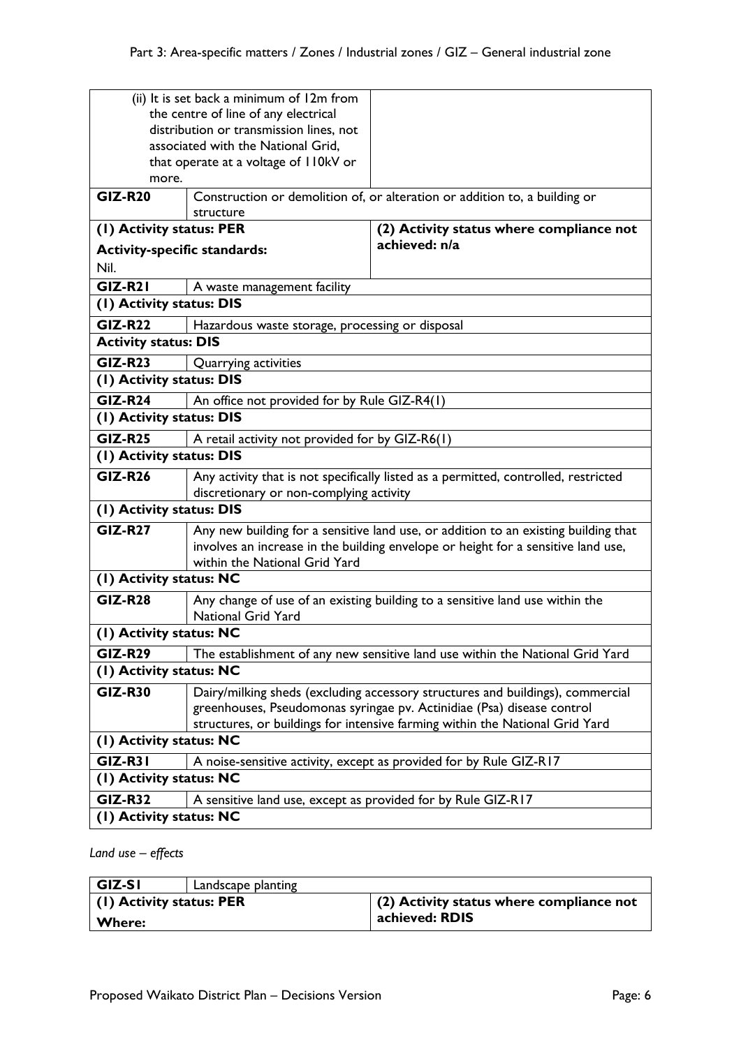| | | |
|---|---|---|
| (ii) It is set back a minimum of 12m from the centre of line of any electrical distribution or transmission lines, not associated with the National Grid, that operate at a voltage of 110kV or more. | | |
| **GIZ-R20** | Construction or demolition of, or alteration or addition to, a building or structure | |
| **(1) Activity status: PER**<br><br>**Activity-specific standards:**<br><br>Nil. | | **(2) Activity status where compliance not achieved: n/a** |
| **GIZ-R21** | A waste management facility | |
| **(1) Activity status: DIS** | | |
| **GIZ-R22** | Hazardous waste storage, processing or disposal | |
| **Activity status: DIS** | | |
| **GIZ-R23** | Quarrying activities | |
| **(1) Activity status: DIS** | | |
| **GIZ-R24** | An office not provided for by Rule GIZ-R4(1) | |
| **(1) Activity status: DIS** | | |
| **GIZ-R25** | A retail activity not provided for by GIZ-R6(1) | |
| **(1) Activity status: DIS** | | |
| **GIZ-R26** | Any activity that is not specifically listed as a permitted, controlled, restricted discretionary or non-complying activity | |
| **(1) Activity status: DIS** | | |
| **GIZ-R27** | Any new building for a sensitive land use, or addition to an existing building that involves an increase in the building envelope or height for a sensitive land use, within the National Grid Yard | |
| **(1) Activity status: NC** | | |
| **GIZ-R28** | Any change of use of an existing building to a sensitive land use within the National Grid Yard | |
| **(1) Activity status: NC** | | |
| **GIZ-R29** | The establishment of any new sensitive land use within the National Grid Yard | |
| **(1) Activity status: NC** | | |
| **GIZ-R30** | Dairy/milking sheds (excluding accessory structures and buildings), commercial greenhouses, Pseudomonas syringae pv. Actinidiae (Psa) disease control structures, or buildings for intensive farming within the National Grid Yard | |
| **(1) Activity status: NC** | | |
| **GIZ-R31** | A noise-sensitive activity, except as provided for by Rule GIZ-R17 | |
| **(1) Activity status: NC** | | |
| **GIZ-R32** | A sensitive land use, except as provided for by Rule GIZ-R17 | |
| **(1) Activity status: NC** | | |

*Land use – effects*

| **GIZ-S1** | Landscape planting | |
|---|---|---|
| **(1) Activity status: PER**<br><br>**Where:** | | **(2) Activity status where compliance not achieved: RDIS** |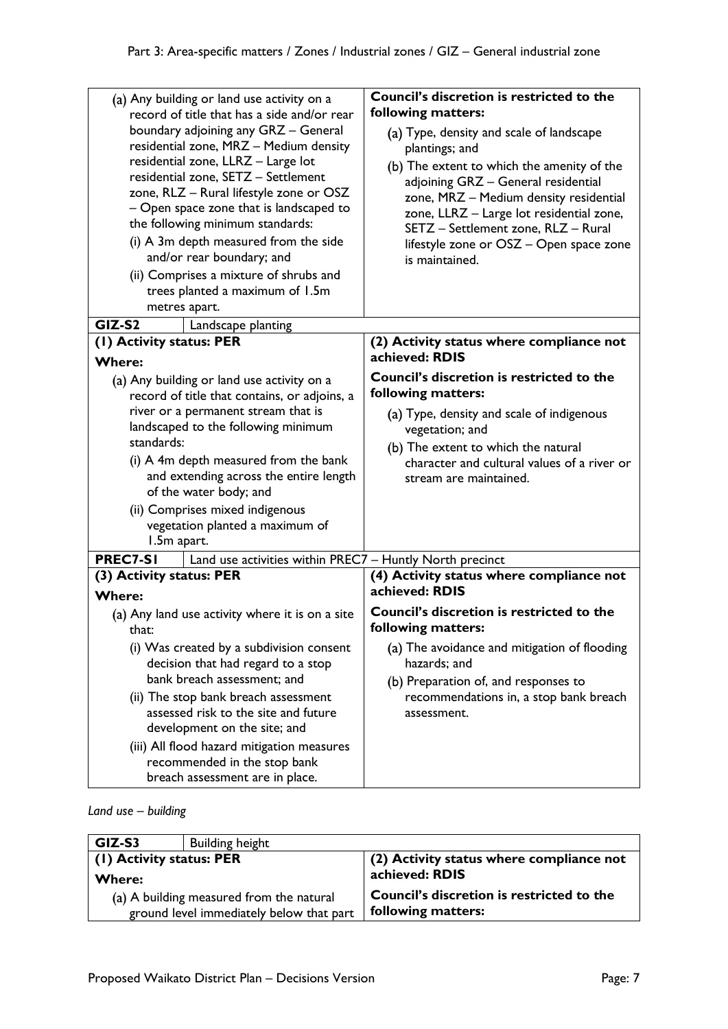| | |
|---|---|
| (a) Any building or land use activity on a record of title that has a side and/or rear boundary adjoining any GRZ – General residential zone, MRZ – Medium density residential zone, LLRZ – Large lot residential zone, SETZ – Settlement zone, RLZ – Rural lifestyle zone or OSZ – Open space zone that is landscaped to the following minimum standards:<br>(i) A 3m depth measured from the side and/or rear boundary; and<br>(ii) Comprises a mixture of shrubs and trees planted a maximum of 1.5m metres apart. | **Council's discretion is restricted to the following matters:**<br>(a) Type, density and scale of landscape plantings; and<br>(b) The extent to which the amenity of the adjoining GRZ – General residential zone, MRZ – Medium density residential zone, LLRZ – Large lot residential zone, SETZ – Settlement zone, RLZ – Rural lifestyle zone or OSZ – Open space zone is maintained. |
| **GIZ-S2** Landscape planting | |
| **(1) Activity status: PER**<br>**Where:**<br>(a) Any building or land use activity on a record of title that contains, or adjoins, a river or a permanent stream that is landscaped to the following minimum standards:<br>(i) A 4m depth measured from the bank and extending across the entire length of the water body; and<br>(ii) Comprises mixed indigenous vegetation planted a maximum of 1.5m apart. | **(2) Activity status where compliance not achieved: RDIS**<br>**Council's discretion is restricted to the following matters:**<br>(a) Type, density and scale of indigenous vegetation; and<br>(b) The extent to which the natural character and cultural values of a river or stream are maintained. |
| **PREC7-S1** Land use activities within PREC7 – Huntly North precinct | |
| **(3) Activity status: PER**<br>**Where:**<br>(a) Any land use activity where it is on a site that:<br>(i) Was created by a subdivision consent decision that had regard to a stop bank breach assessment; and<br>(ii) The stop bank breach assessment assessed risk to the site and future development on the site; and<br>(iii) All flood hazard mitigation measures recommended in the stop bank breach assessment are in place. | **(4) Activity status where compliance not achieved: RDIS**<br>**Council's discretion is restricted to the following matters:**<br>(a) The avoidance and mitigation of flooding hazards; and<br>(b) Preparation of, and responses to recommendations in, a stop bank breach assessment. |

*Land use – building*

| **GIZ-S3** Building height | |
|---|---|
| **(1) Activity status: PER**<br>**Where:**<br>(a) A building measured from the natural ground level immediately below that part | **(2) Activity status where compliance not achieved: RDIS**<br>**Council's discretion is restricted to the following matters:** |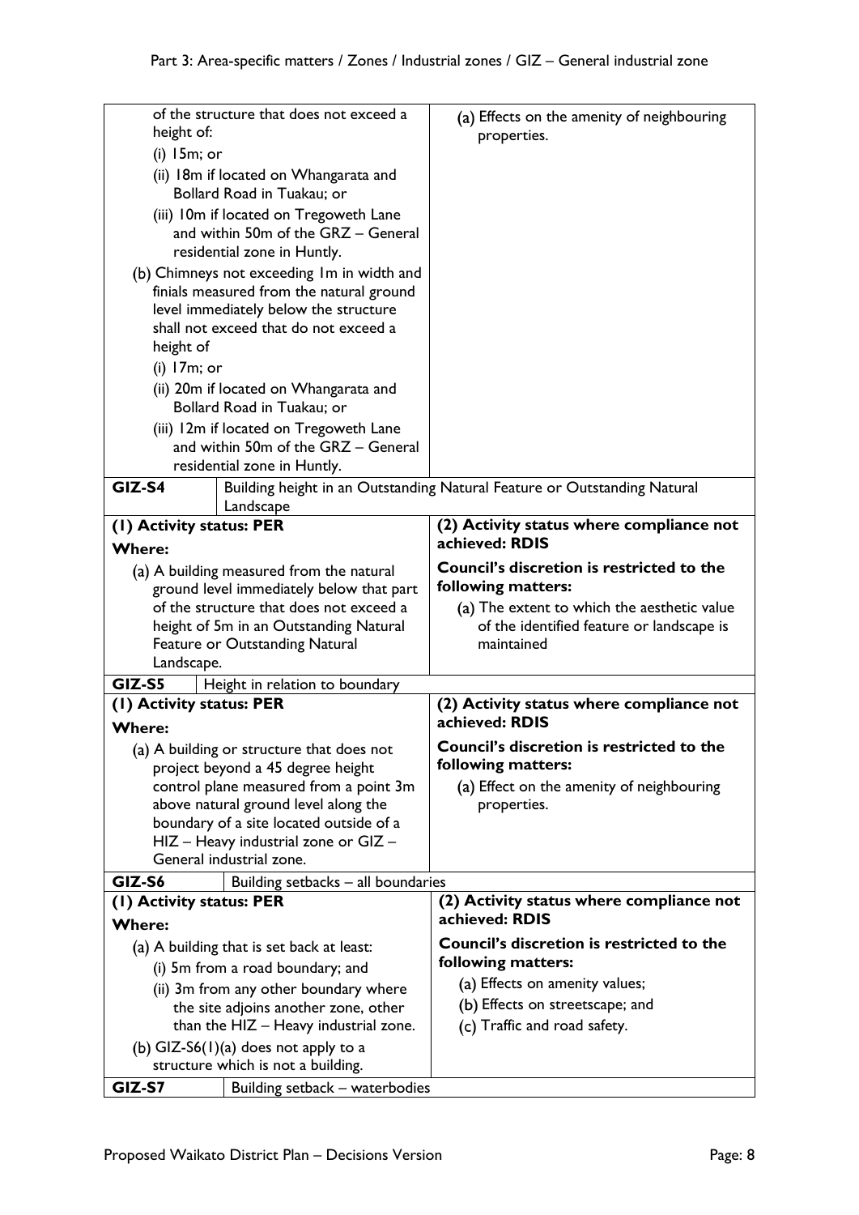| | |
|---|---|
| of the structure that does not exceed a height of:<br>(i) 15m; or<br>(ii) 18m if located on Whangarata and Bollard Road in Tuakau; or<br>(iii) 10m if located on Tregoweth Lane and within 50m of the GRZ – General residential zone in Huntly.<br>(b) Chimneys not exceeding 1m in width and finials measured from the natural ground level immediately below the structure shall not exceed that do not exceed a height of<br>(i) 17m; or<br>(ii) 20m if located on Whangarata and Bollard Road in Tuakau; or<br>(iii) 12m if located on Tregoweth Lane and within 50m of the GRZ – General residential zone in Huntly. | (a) Effects on the amenity of neighbouring properties. |
| **GIZ-S4** Building height in an Outstanding Natural Feature or Outstanding Natural Landscape | |
| **(1) Activity status: PER**<br>**Where:**<br>(a) A building measured from the natural ground level immediately below that part of the structure that does not exceed a height of 5m in an Outstanding Natural Feature or Outstanding Natural Landscape. | **(2) Activity status where compliance not achieved: RDIS**<br>**Council's discretion is restricted to the following matters:**<br>(a) The extent to which the aesthetic value of the identified feature or landscape is maintained |
| **GIZ-S5** Height in relation to boundary | |
| **(1) Activity status: PER**<br>**Where:**<br>(a) A building or structure that does not project beyond a 45 degree height control plane measured from a point 3m above natural ground level along the boundary of a site located outside of a HIZ – Heavy industrial zone or GIZ – General industrial zone. | **(2) Activity status where compliance not achieved: RDIS**<br>**Council's discretion is restricted to the following matters:**<br>(a) Effect on the amenity of neighbouring properties. |
| **GIZ-S6** Building setbacks – all boundaries | |
| **(1) Activity status: PER**<br>**Where:**<br>(a) A building that is set back at least:<br>(i) 5m from a road boundary; and<br>(ii) 3m from any other boundary where the site adjoins another zone, other than the HIZ – Heavy industrial zone.<br>(b) GIZ-S6(1)(a) does not apply to a structure which is not a building. | **(2) Activity status where compliance not achieved: RDIS**<br>**Council's discretion is restricted to the following matters:**<br>(a) Effects on amenity values;<br>(b) Effects on streetscape; and<br>(c) Traffic and road safety. |
| **GIZ-S7** Building setback – waterbodies | |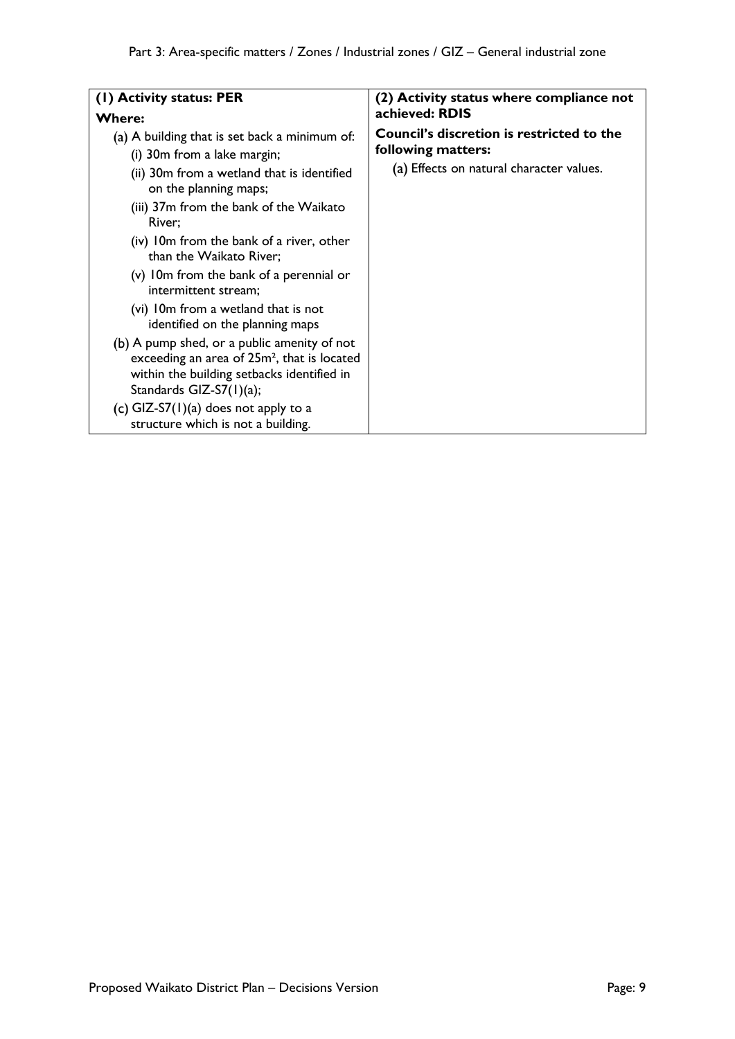| (1) Activity status: PER | (2) Activity status where compliance not achieved: RDIS |
|---|---|
| **Where:**<br>(a) A building that is set back a minimum of:<br>(i) 30m from a lake margin;<br>(ii) 30m from a wetland that is identified on the planning maps;<br>(iii) 37m from the bank of the Waikato River;<br>(iv) 10m from the bank of a river, other than the Waikato River;<br>(v) 10m from the bank of a perennial or intermittent stream;<br>(vi) 10m from a wetland that is not identified on the planning maps<br>(b) A pump shed, or a public amenity of not exceeding an area of 25m², that is located within the building setbacks identified in Standards GIZ-S7(1)(a);<br>(c) GIZ-S7(1)(a) does not apply to a structure which is not a building. | **Council's discretion is restricted to the following matters:**<br>(a) Effects on natural character values. |